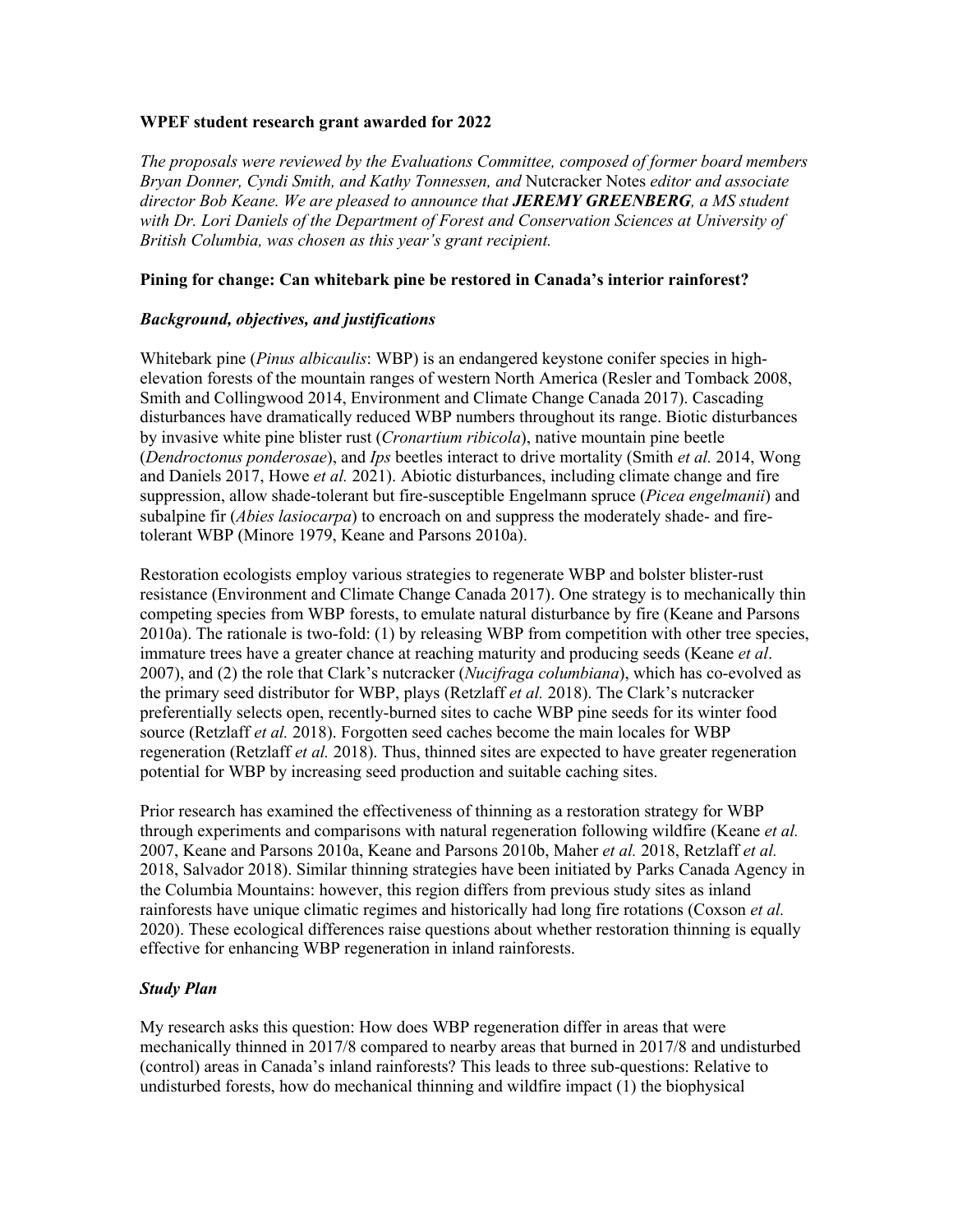**WPEF student research grant awarded for 2022**

*The proposals were reviewed by the Evaluations Committee, composed of former board members Bryan Donner, Cyndi Smith, and Kathy Tonnessen, and* Nutcracker Notes *editor and associate director Bob Keane. We are pleased to announce that **JEREMY GREENBERG**, a MS student with Dr. Lori Daniels of the Department of Forest and Conservation Sciences at University of British Columbia, was chosen as this year's grant recipient.*

**Pining for change: Can whitebark pine be restored in Canada's interior rainforest?**

***Background, objectives, and justifications***

Whitebark pine (*Pinus albicaulis*: WBP) is an endangered keystone conifer species in high-elevation forests of the mountain ranges of western North America (Resler and Tomback 2008, Smith and Collingwood 2014, Environment and Climate Change Canada 2017). Cascading disturbances have dramatically reduced WBP numbers throughout its range. Biotic disturbances by invasive white pine blister rust (*Cronartium ribicola*), native mountain pine beetle (*Dendroctonus ponderosae*), and *Ips* beetles interact to drive mortality (Smith *et al.* 2014, Wong and Daniels 2017, Howe *et al.* 2021). Abiotic disturbances, including climate change and fire suppression, allow shade-tolerant but fire-susceptible Engelmann spruce (*Picea engelmanii*) and subalpine fir (*Abies lasiocarpa*) to encroach on and suppress the moderately shade- and fire-tolerant WBP (Minore 1979, Keane and Parsons 2010a).

Restoration ecologists employ various strategies to regenerate WBP and bolster blister-rust resistance (Environment and Climate Change Canada 2017). One strategy is to mechanically thin competing species from WBP forests, to emulate natural disturbance by fire (Keane and Parsons 2010a). The rationale is two-fold: (1) by releasing WBP from competition with other tree species, immature trees have a greater chance at reaching maturity and producing seeds (Keane *et al*. 2007), and (2) the role that Clark's nutcracker (*Nucifraga columbiana*), which has co-evolved as the primary seed distributor for WBP, plays (Retzlaff *et al.* 2018). The Clark's nutcracker preferentially selects open, recently-burned sites to cache WBP pine seeds for its winter food source (Retzlaff *et al.* 2018). Forgotten seed caches become the main locales for WBP regeneration (Retzlaff *et al.* 2018). Thus, thinned sites are expected to have greater regeneration potential for WBP by increasing seed production and suitable caching sites.

Prior research has examined the effectiveness of thinning as a restoration strategy for WBP through experiments and comparisons with natural regeneration following wildfire (Keane *et al.* 2007, Keane and Parsons 2010a, Keane and Parsons 2010b, Maher *et al.* 2018, Retzlaff *et al.* 2018, Salvador 2018). Similar thinning strategies have been initiated by Parks Canada Agency in the Columbia Mountains: however, this region differs from previous study sites as inland rainforests have unique climatic regimes and historically had long fire rotations (Coxson *et al.* 2020). These ecological differences raise questions about whether restoration thinning is equally effective for enhancing WBP regeneration in inland rainforests.

***Study Plan***

My research asks this question: How does WBP regeneration differ in areas that were mechanically thinned in 2017/8 compared to nearby areas that burned in 2017/8 and undisturbed (control) areas in Canada's inland rainforests? This leads to three sub-questions: Relative to undisturbed forests, how do mechanical thinning and wildfire impact (1) the biophysical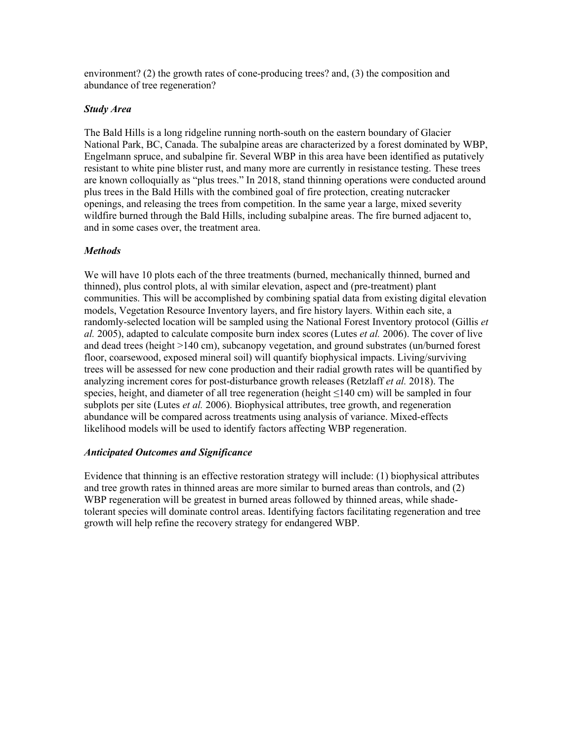environment? (2) the growth rates of cone-producing trees? and, (3) the composition and abundance of tree regeneration?

### *Study Area*

The Bald Hills is a long ridgeline running north-south on the eastern boundary of Glacier National Park, BC, Canada. The subalpine areas are characterized by a forest dominated by WBP, Engelmann spruce, and subalpine fir. Several WBP in this area have been identified as putatively resistant to white pine blister rust, and many more are currently in resistance testing. These trees are known colloquially as "plus trees." In 2018, stand thinning operations were conducted around plus trees in the Bald Hills with the combined goal of fire protection, creating nutcracker openings, and releasing the trees from competition. In the same year a large, mixed severity wildfire burned through the Bald Hills, including subalpine areas. The fire burned adjacent to, and in some cases over, the treatment area.

### *Methods*

We will have 10 plots each of the three treatments (burned, mechanically thinned, burned and thinned), plus control plots, al with similar elevation, aspect and (pre-treatment) plant communities. This will be accomplished by combining spatial data from existing digital elevation models, Vegetation Resource Inventory layers, and fire history layers. Within each site, a randomly-selected location will be sampled using the National Forest Inventory protocol (Gillis *et al.* 2005), adapted to calculate composite burn index scores (Lutes *et al.* 2006). The cover of live and dead trees (height >140 cm), subcanopy vegetation, and ground substrates (un/burned forest floor, coarsewood, exposed mineral soil) will quantify biophysical impacts. Living/surviving trees will be assessed for new cone production and their radial growth rates will be quantified by analyzing increment cores for post-disturbance growth releases (Retzlaff *et al.* 2018). The species, height, and diameter of all tree regeneration (height ≤140 cm) will be sampled in four subplots per site (Lutes *et al.* 2006). Biophysical attributes, tree growth, and regeneration abundance will be compared across treatments using analysis of variance. Mixed-effects likelihood models will be used to identify factors affecting WBP regeneration.

### *Anticipated Outcomes and Significance*

Evidence that thinning is an effective restoration strategy will include: (1) biophysical attributes and tree growth rates in thinned areas are more similar to burned areas than controls, and (2) WBP regeneration will be greatest in burned areas followed by thinned areas, while shade-tolerant species will dominate control areas. Identifying factors facilitating regeneration and tree growth will help refine the recovery strategy for endangered WBP.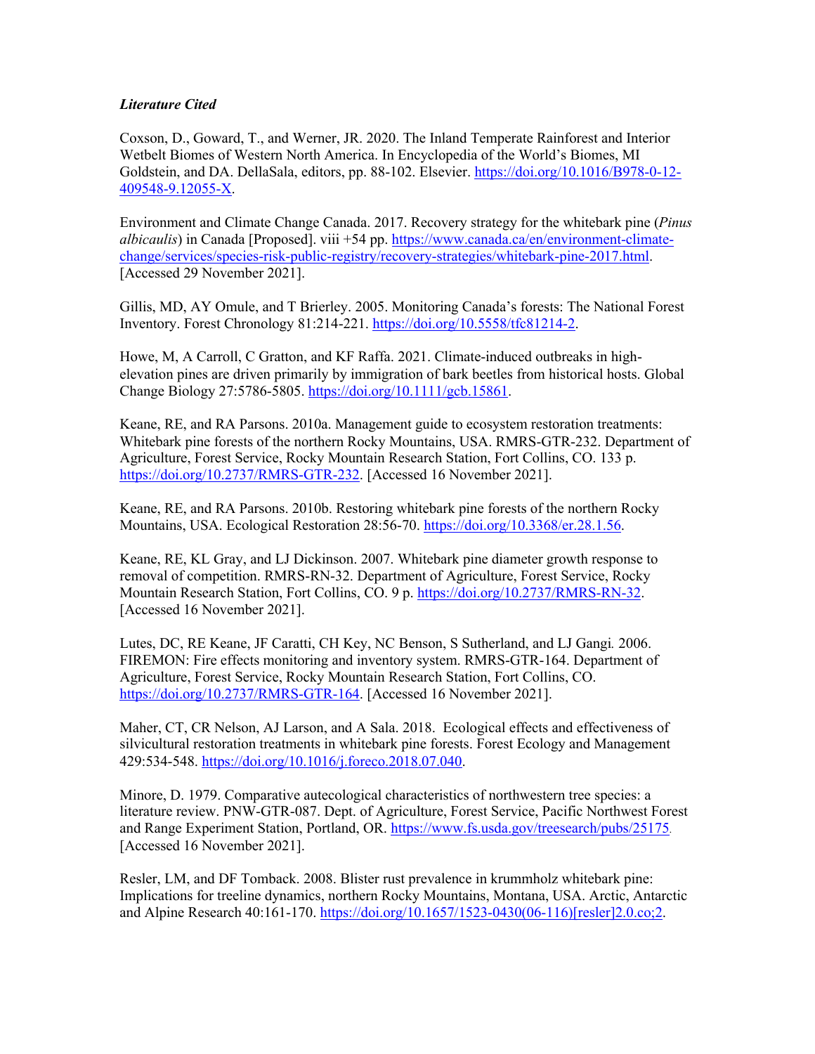***Literature Cited***

Coxson, D., Goward, T., and Werner, JR. 2020. The Inland Temperate Rainforest and Interior Wetbelt Biomes of Western North America. In Encyclopedia of the World's Biomes, MI Goldstein, and DA. DellaSala, editors, pp. 88-102. Elsevier. https://doi.org/10.1016/B978-0-12-409548-9.12055-X.

Environment and Climate Change Canada. 2017. Recovery strategy for the whitebark pine (*Pinus albicaulis*) in Canada [Proposed]. viii +54 pp. https://www.canada.ca/en/environment-climate-change/services/species-risk-public-registry/recovery-strategies/whitebark-pine-2017.html. [Accessed 29 November 2021].

Gillis, MD, AY Omule, and T Brierley. 2005. Monitoring Canada's forests: The National Forest Inventory. Forest Chronology 81:214-221. https://doi.org/10.5558/tfc81214-2.

Howe, M, A Carroll, C Gratton, and KF Raffa. 2021. Climate-induced outbreaks in high-elevation pines are driven primarily by immigration of bark beetles from historical hosts. Global Change Biology 27:5786-5805. https://doi.org/10.1111/gcb.15861.

Keane, RE, and RA Parsons. 2010a. Management guide to ecosystem restoration treatments: Whitebark pine forests of the northern Rocky Mountains, USA. RMRS-GTR-232. Department of Agriculture, Forest Service, Rocky Mountain Research Station, Fort Collins, CO. 133 p. https://doi.org/10.2737/RMRS-GTR-232. [Accessed 16 November 2021].

Keane, RE, and RA Parsons. 2010b. Restoring whitebark pine forests of the northern Rocky Mountains, USA. Ecological Restoration 28:56-70. https://doi.org/10.3368/er.28.1.56.

Keane, RE, KL Gray, and LJ Dickinson. 2007. Whitebark pine diameter growth response to removal of competition. RMRS-RN-32. Department of Agriculture, Forest Service, Rocky Mountain Research Station, Fort Collins, CO. 9 p. https://doi.org/10.2737/RMRS-RN-32. [Accessed 16 November 2021].

Lutes, DC, RE Keane, JF Caratti, CH Key, NC Benson, S Sutherland, and LJ Gangi*.* 2006. FIREMON: Fire effects monitoring and inventory system. RMRS-GTR-164. Department of Agriculture, Forest Service, Rocky Mountain Research Station, Fort Collins, CO. https://doi.org/10.2737/RMRS-GTR-164. [Accessed 16 November 2021].

Maher, CT, CR Nelson, AJ Larson, and A Sala. 2018. Ecological effects and effectiveness of silvicultural restoration treatments in whitebark pine forests. Forest Ecology and Management 429:534-548. https://doi.org/10.1016/j.foreco.2018.07.040.

Minore, D. 1979. Comparative autecological characteristics of northwestern tree species: a literature review. PNW-GTR-087. Dept. of Agriculture, Forest Service, Pacific Northwest Forest and Range Experiment Station, Portland, OR. https://www.fs.usda.gov/treesearch/pubs/25175. [Accessed 16 November 2021].

Resler, LM, and DF Tomback. 2008. Blister rust prevalence in krummholz whitebark pine: Implications for treeline dynamics, northern Rocky Mountains, Montana, USA. Arctic, Antarctic and Alpine Research 40:161-170. https://doi.org/10.1657/1523-0430(06-116)[resler]2.0.co;2.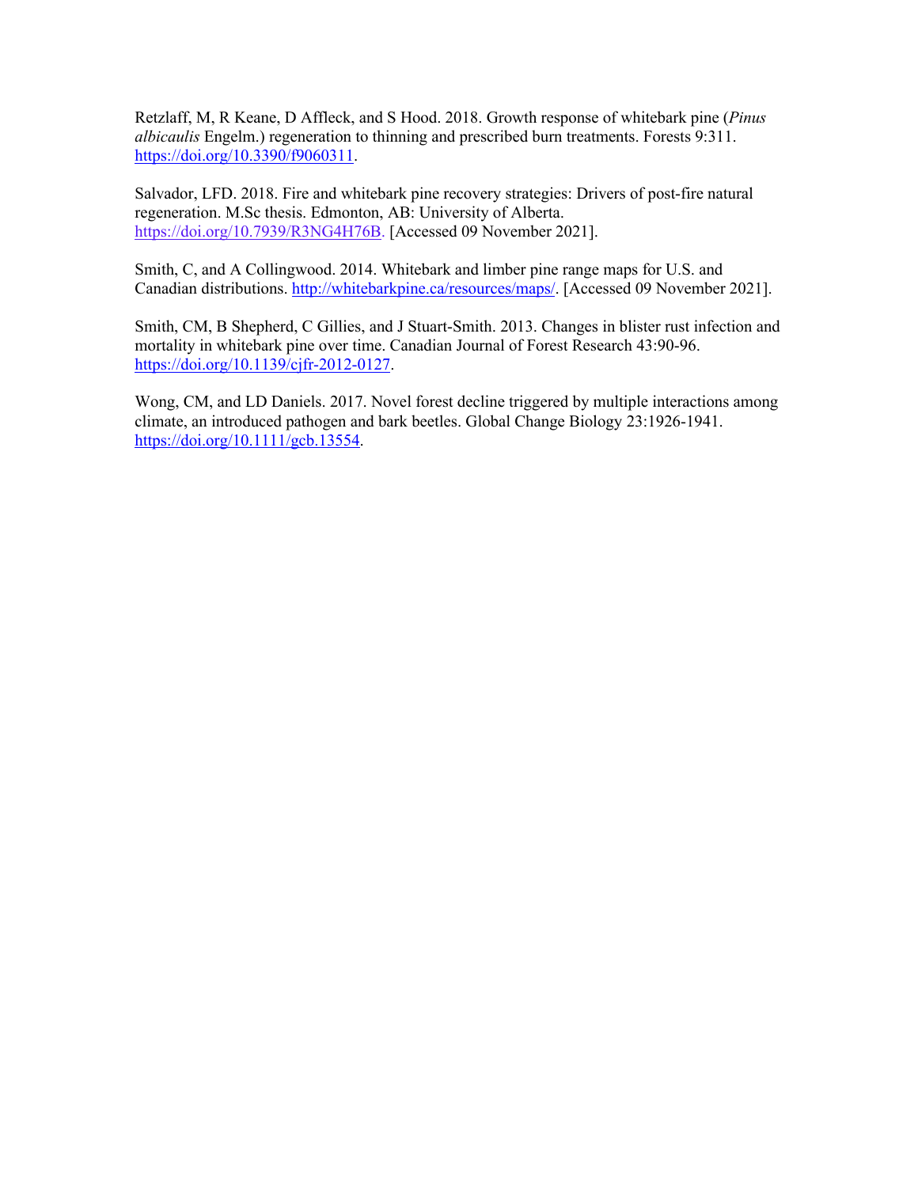Retzlaff, M, R Keane, D Affleck, and S Hood. 2018. Growth response of whitebark pine (*Pinus albicaulis* Engelm.) regeneration to thinning and prescribed burn treatments. Forests 9:311. https://doi.org/10.3390/f9060311.

Salvador, LFD. 2018. Fire and whitebark pine recovery strategies: Drivers of post-fire natural regeneration. M.Sc thesis. Edmonton, AB: University of Alberta. https://doi.org/10.7939/R3NG4H76B. [Accessed 09 November 2021].

Smith, C, and A Collingwood. 2014. Whitebark and limber pine range maps for U.S. and Canadian distributions. http://whitebarkpine.ca/resources/maps/. [Accessed 09 November 2021].

Smith, CM, B Shepherd, C Gillies, and J Stuart-Smith. 2013. Changes in blister rust infection and mortality in whitebark pine over time. Canadian Journal of Forest Research 43:90-96. https://doi.org/10.1139/cjfr-2012-0127.

Wong, CM, and LD Daniels. 2017. Novel forest decline triggered by multiple interactions among climate, an introduced pathogen and bark beetles. Global Change Biology 23:1926-1941. https://doi.org/10.1111/gcb.13554.